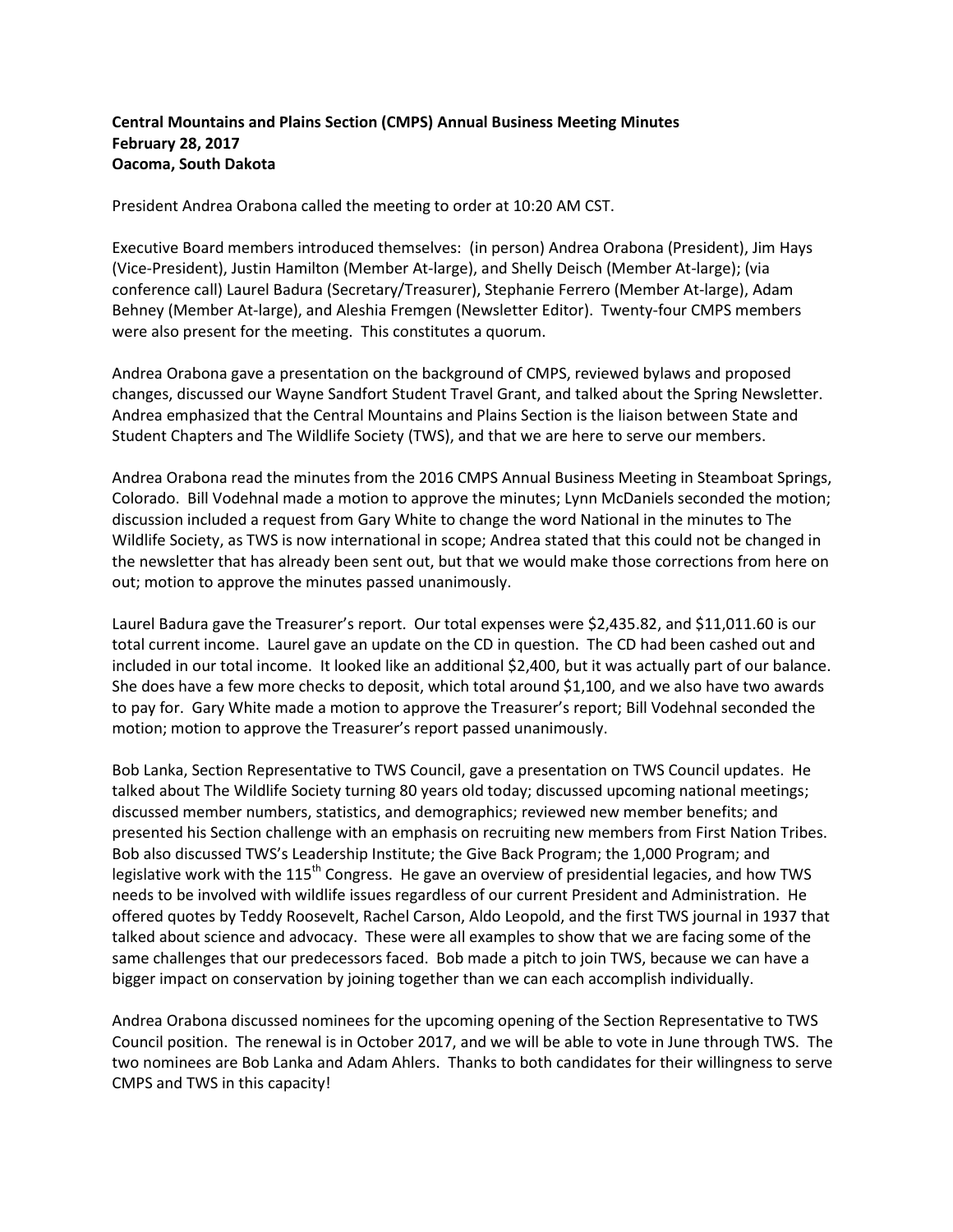**Central Mountains and Plains Section (CMPS) Annual Business Meeting Minutes**
**February 28, 2017**
**Oacoma, South Dakota**

President Andrea Orabona called the meeting to order at 10:20 AM CST.

Executive Board members introduced themselves: (in person) Andrea Orabona (President), Jim Hays (Vice-President), Justin Hamilton (Member At-large), and Shelly Deisch (Member At-large); (via conference call) Laurel Badura (Secretary/Treasurer), Stephanie Ferrero (Member At-large), Adam Behney (Member At-large), and Aleshia Fremgen (Newsletter Editor). Twenty-four CMPS members were also present for the meeting. This constitutes a quorum.

Andrea Orabona gave a presentation on the background of CMPS, reviewed bylaws and proposed changes, discussed our Wayne Sandfort Student Travel Grant, and talked about the Spring Newsletter. Andrea emphasized that the Central Mountains and Plains Section is the liaison between State and Student Chapters and The Wildlife Society (TWS), and that we are here to serve our members.

Andrea Orabona read the minutes from the 2016 CMPS Annual Business Meeting in Steamboat Springs, Colorado. Bill Vodehnal made a motion to approve the minutes; Lynn McDaniels seconded the motion; discussion included a request from Gary White to change the word National in the minutes to The Wildlife Society, as TWS is now international in scope; Andrea stated that this could not be changed in the newsletter that has already been sent out, but that we would make those corrections from here on out; motion to approve the minutes passed unanimously.

Laurel Badura gave the Treasurer's report. Our total expenses were $2,435.82, and $11,011.60 is our total current income. Laurel gave an update on the CD in question. The CD had been cashed out and included in our total income. It looked like an additional $2,400, but it was actually part of our balance. She does have a few more checks to deposit, which total around $1,100, and we also have two awards to pay for. Gary White made a motion to approve the Treasurer's report; Bill Vodehnal seconded the motion; motion to approve the Treasurer's report passed unanimously.

Bob Lanka, Section Representative to TWS Council, gave a presentation on TWS Council updates. He talked about The Wildlife Society turning 80 years old today; discussed upcoming national meetings; discussed member numbers, statistics, and demographics; reviewed new member benefits; and presented his Section challenge with an emphasis on recruiting new members from First Nation Tribes. Bob also discussed TWS's Leadership Institute; the Give Back Program; the 1,000 Program; and legislative work with the 115th Congress. He gave an overview of presidential legacies, and how TWS needs to be involved with wildlife issues regardless of our current President and Administration. He offered quotes by Teddy Roosevelt, Rachel Carson, Aldo Leopold, and the first TWS journal in 1937 that talked about science and advocacy. These were all examples to show that we are facing some of the same challenges that our predecessors faced. Bob made a pitch to join TWS, because we can have a bigger impact on conservation by joining together than we can each accomplish individually.

Andrea Orabona discussed nominees for the upcoming opening of the Section Representative to TWS Council position. The renewal is in October 2017, and we will be able to vote in June through TWS. The two nominees are Bob Lanka and Adam Ahlers. Thanks to both candidates for their willingness to serve CMPS and TWS in this capacity!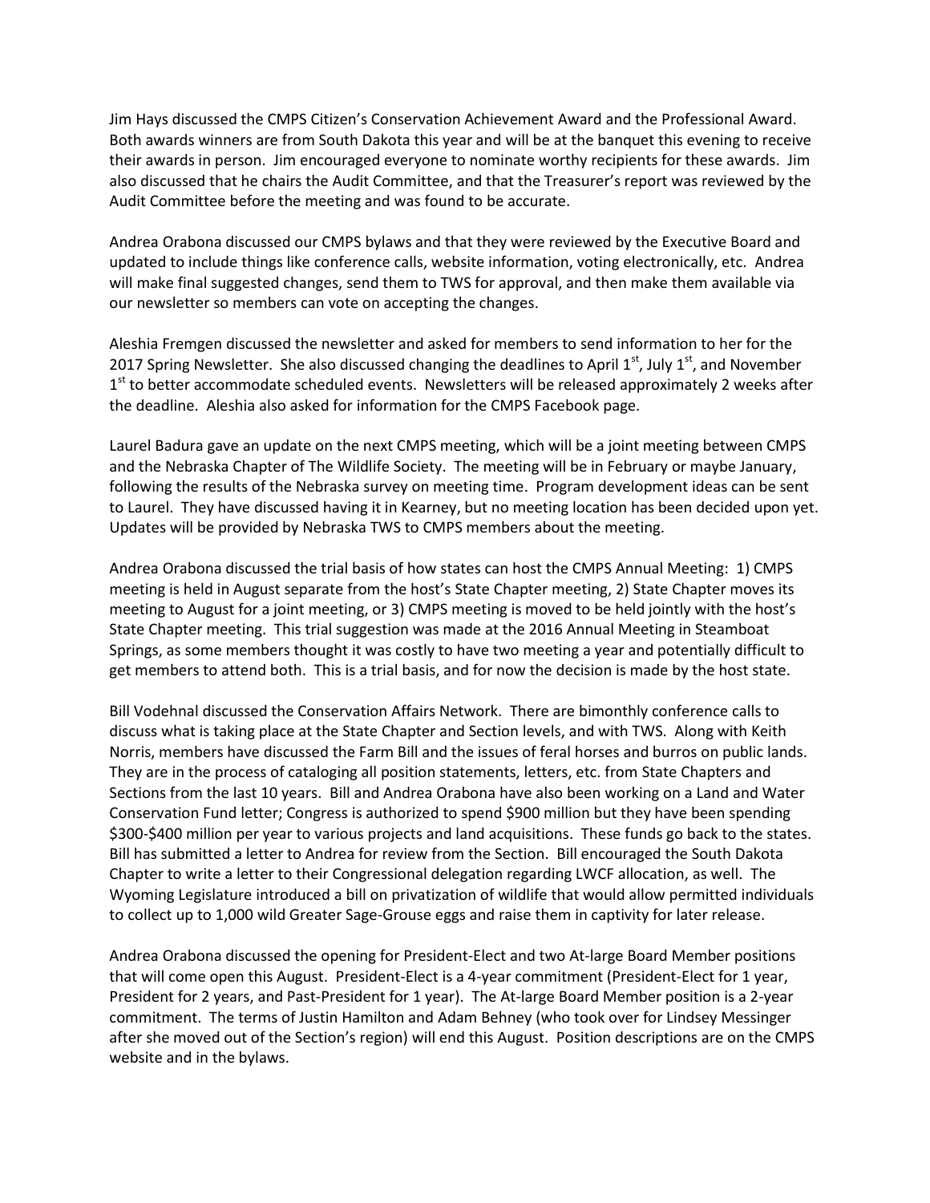Jim Hays discussed the CMPS Citizen's Conservation Achievement Award and the Professional Award. Both awards winners are from South Dakota this year and will be at the banquet this evening to receive their awards in person. Jim encouraged everyone to nominate worthy recipients for these awards. Jim also discussed that he chairs the Audit Committee, and that the Treasurer's report was reviewed by the Audit Committee before the meeting and was found to be accurate.

Andrea Orabona discussed our CMPS bylaws and that they were reviewed by the Executive Board and updated to include things like conference calls, website information, voting electronically, etc. Andrea will make final suggested changes, send them to TWS for approval, and then make them available via our newsletter so members can vote on accepting the changes.

Aleshia Fremgen discussed the newsletter and asked for members to send information to her for the 2017 Spring Newsletter. She also discussed changing the deadlines to April 1st, July 1st, and November 1st to better accommodate scheduled events. Newsletters will be released approximately 2 weeks after the deadline. Aleshia also asked for information for the CMPS Facebook page.

Laurel Badura gave an update on the next CMPS meeting, which will be a joint meeting between CMPS and the Nebraska Chapter of The Wildlife Society. The meeting will be in February or maybe January, following the results of the Nebraska survey on meeting time. Program development ideas can be sent to Laurel. They have discussed having it in Kearney, but no meeting location has been decided upon yet. Updates will be provided by Nebraska TWS to CMPS members about the meeting.

Andrea Orabona discussed the trial basis of how states can host the CMPS Annual Meeting: 1) CMPS meeting is held in August separate from the host's State Chapter meeting, 2) State Chapter moves its meeting to August for a joint meeting, or 3) CMPS meeting is moved to be held jointly with the host's State Chapter meeting. This trial suggestion was made at the 2016 Annual Meeting in Steamboat Springs, as some members thought it was costly to have two meeting a year and potentially difficult to get members to attend both. This is a trial basis, and for now the decision is made by the host state.

Bill Vodehnal discussed the Conservation Affairs Network. There are bimonthly conference calls to discuss what is taking place at the State Chapter and Section levels, and with TWS. Along with Keith Norris, members have discussed the Farm Bill and the issues of feral horses and burros on public lands. They are in the process of cataloging all position statements, letters, etc. from State Chapters and Sections from the last 10 years. Bill and Andrea Orabona have also been working on a Land and Water Conservation Fund letter; Congress is authorized to spend $900 million but they have been spending $300-$400 million per year to various projects and land acquisitions. These funds go back to the states. Bill has submitted a letter to Andrea for review from the Section. Bill encouraged the South Dakota Chapter to write a letter to their Congressional delegation regarding LWCF allocation, as well. The Wyoming Legislature introduced a bill on privatization of wildlife that would allow permitted individuals to collect up to 1,000 wild Greater Sage-Grouse eggs and raise them in captivity for later release.

Andrea Orabona discussed the opening for President-Elect and two At-large Board Member positions that will come open this August. President-Elect is a 4-year commitment (President-Elect for 1 year, President for 2 years, and Past-President for 1 year). The At-large Board Member position is a 2-year commitment. The terms of Justin Hamilton and Adam Behney (who took over for Lindsey Messinger after she moved out of the Section's region) will end this August. Position descriptions are on the CMPS website and in the bylaws.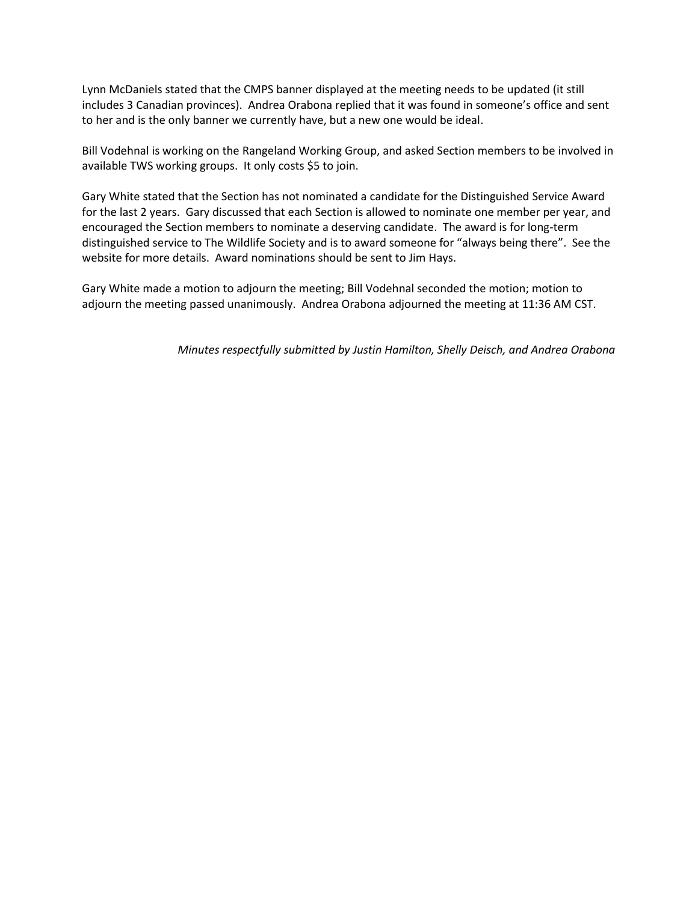Lynn McDaniels stated that the CMPS banner displayed at the meeting needs to be updated (it still includes 3 Canadian provinces). Andrea Orabona replied that it was found in someone's office and sent to her and is the only banner we currently have, but a new one would be ideal.

Bill Vodehnal is working on the Rangeland Working Group, and asked Section members to be involved in available TWS working groups. It only costs $5 to join.

Gary White stated that the Section has not nominated a candidate for the Distinguished Service Award for the last 2 years. Gary discussed that each Section is allowed to nominate one member per year, and encouraged the Section members to nominate a deserving candidate. The award is for long-term distinguished service to The Wildlife Society and is to award someone for "always being there". See the website for more details. Award nominations should be sent to Jim Hays.

Gary White made a motion to adjourn the meeting; Bill Vodehnal seconded the motion; motion to adjourn the meeting passed unanimously. Andrea Orabona adjourned the meeting at 11:36 AM CST.

*Minutes respectfully submitted by Justin Hamilton, Shelly Deisch, and Andrea Orabona*